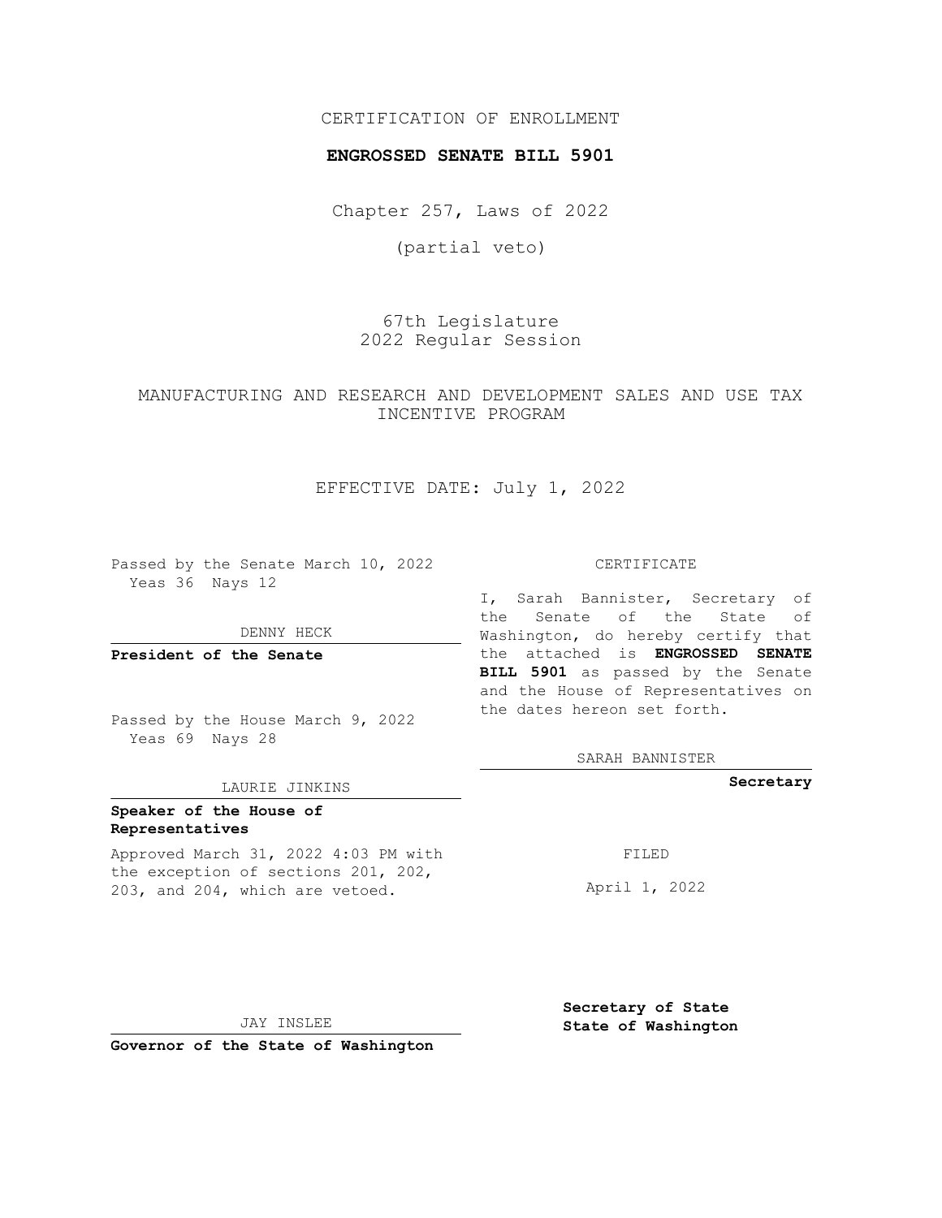CERTIFICATION OF ENROLLMENT

**ENGROSSED SENATE BILL 5901**

Chapter 257, Laws of 2022

(partial veto)

67th Legislature
2022 Regular Session

MANUFACTURING AND RESEARCH AND DEVELOPMENT SALES AND USE TAX INCENTIVE PROGRAM

EFFECTIVE DATE: July 1, 2022

Passed by the Senate March 10, 2022
Yeas 36 Nays 12

DENNY HECK

**President of the Senate**

Passed by the House March 9, 2022
Yeas 69 Nays 28

LAURIE JINKINS

**Speaker of the House of Representatives**

Approved March 31, 2022 4:03 PM with the exception of sections 201, 202, 203, and 204, which are vetoed.

JAY INSLEE

**Governor of the State of Washington**

CERTIFICATE

I, Sarah Bannister, Secretary of the Senate of the State of Washington, do hereby certify that the attached is **ENGROSSED SENATE BILL 5901** as passed by the Senate and the House of Representatives on the dates hereon set forth.

SARAH BANNISTER

**Secretary**

FILED

April 1, 2022

**Secretary of State**
**State of Washington**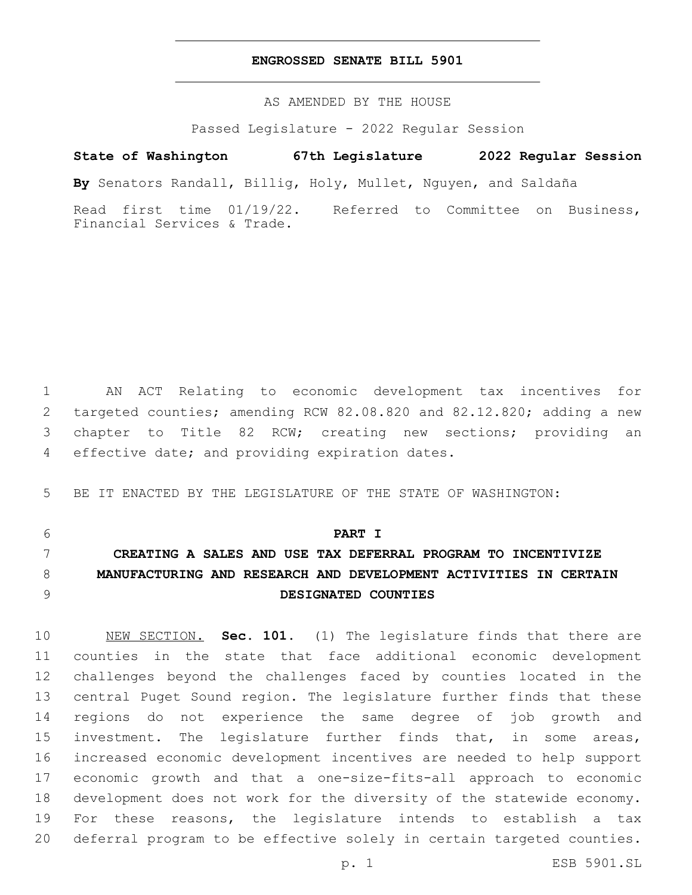**ENGROSSED SENATE BILL 5901**

AS AMENDED BY THE HOUSE

Passed Legislature - 2022 Regular Session

**State of Washington 67th Legislature 2022 Regular Session**

**By** Senators Randall, Billig, Holy, Mullet, Nguyen, and Saldaña

Read first time 01/19/22. Referred to Committee on Business, Financial Services & Trade.

AN ACT Relating to economic development tax incentives for targeted counties; amending RCW 82.08.820 and 82.12.820; adding a new chapter to Title 82 RCW; creating new sections; providing an effective date; and providing expiration dates.

BE IT ENACTED BY THE LEGISLATURE OF THE STATE OF WASHINGTON:

**PART I**

**CREATING A SALES AND USE TAX DEFERRAL PROGRAM TO INCENTIVIZE MANUFACTURING AND RESEARCH AND DEVELOPMENT ACTIVITIES IN CERTAIN DESIGNATED COUNTIES**

NEW SECTION. **Sec. 101.** (1) The legislature finds that there are counties in the state that face additional economic development challenges beyond the challenges faced by counties located in the central Puget Sound region. The legislature further finds that these regions do not experience the same degree of job growth and investment. The legislature further finds that, in some areas, increased economic development incentives are needed to help support economic growth and that a one-size-fits-all approach to economic development does not work for the diversity of the statewide economy. For these reasons, the legislature intends to establish a tax deferral program to be effective solely in certain targeted counties.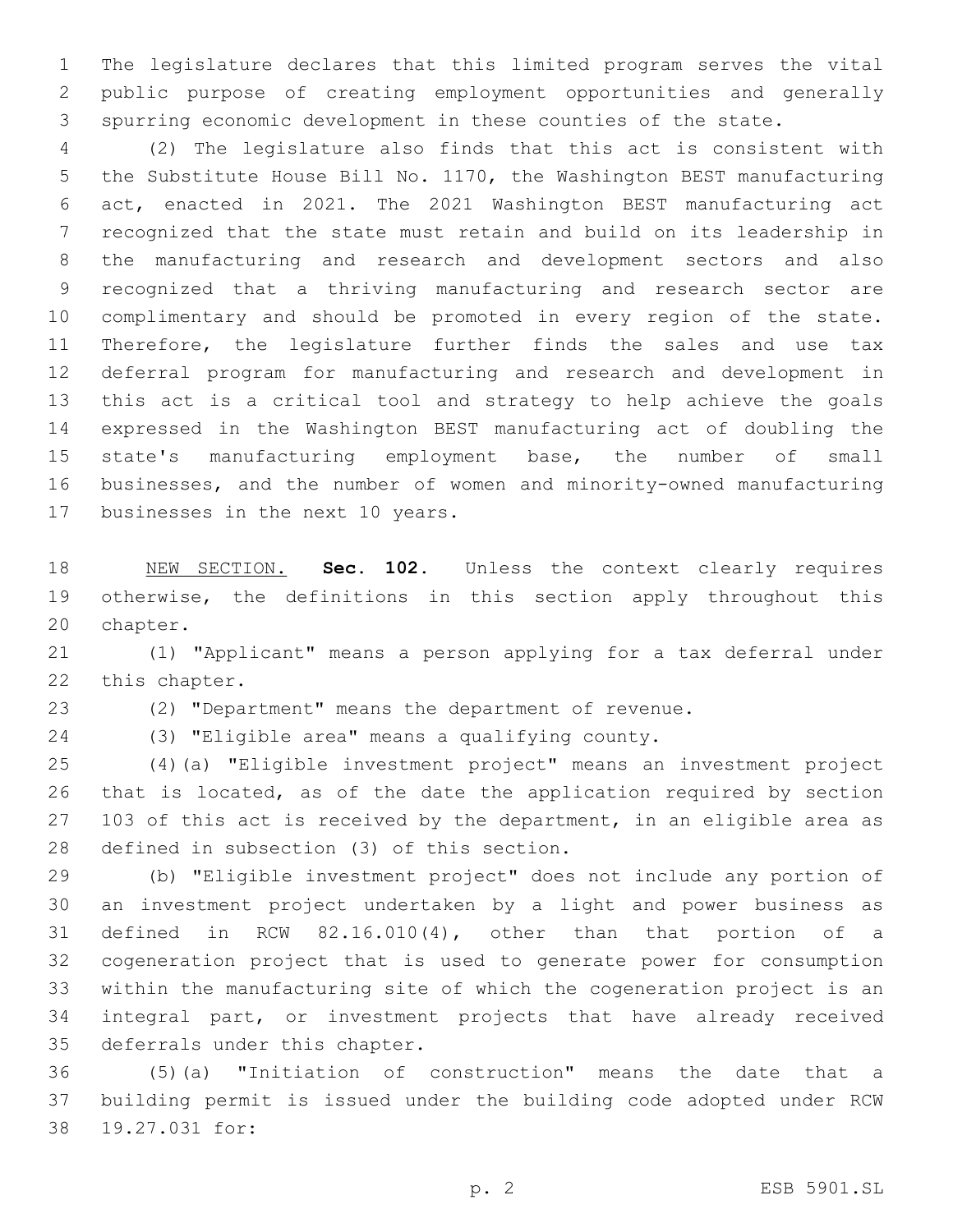The legislature declares that this limited program serves the vital public purpose of creating employment opportunities and generally spurring economic development in these counties of the state.

(2) The legislature also finds that this act is consistent with the Substitute House Bill No. 1170, the Washington BEST manufacturing act, enacted in 2021. The 2021 Washington BEST manufacturing act recognized that the state must retain and build on its leadership in the manufacturing and research and development sectors and also recognized that a thriving manufacturing and research sector are complimentary and should be promoted in every region of the state. Therefore, the legislature further finds the sales and use tax deferral program for manufacturing and research and development in this act is a critical tool and strategy to help achieve the goals expressed in the Washington BEST manufacturing act of doubling the state's manufacturing employment base, the number of small businesses, and the number of women and minority-owned manufacturing businesses in the next 10 years.

NEW SECTION. **Sec. 102.** Unless the context clearly requires otherwise, the definitions in this section apply throughout this chapter.

(1) "Applicant" means a person applying for a tax deferral under this chapter.

(2) "Department" means the department of revenue.

(3) "Eligible area" means a qualifying county.

(4)(a) "Eligible investment project" means an investment project that is located, as of the date the application required by section 103 of this act is received by the department, in an eligible area as defined in subsection (3) of this section.

(b) "Eligible investment project" does not include any portion of an investment project undertaken by a light and power business as defined in RCW 82.16.010(4), other than that portion of a cogeneration project that is used to generate power for consumption within the manufacturing site of which the cogeneration project is an integral part, or investment projects that have already received deferrals under this chapter.

(5)(a) "Initiation of construction" means the date that a building permit is issued under the building code adopted under RCW 19.27.031 for: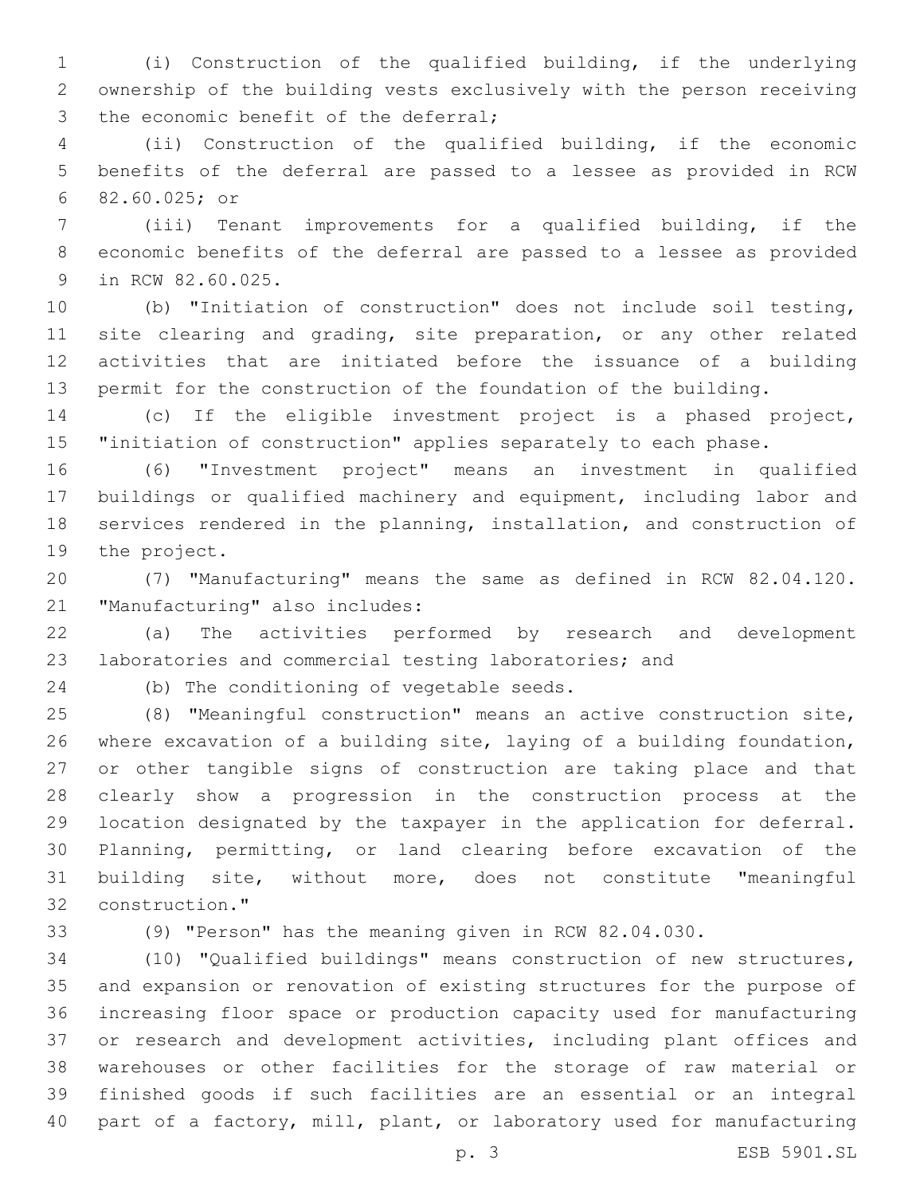(i) Construction of the qualified building, if the underlying ownership of the building vests exclusively with the person receiving the economic benefit of the deferral;

(ii) Construction of the qualified building, if the economic benefits of the deferral are passed to a lessee as provided in RCW 82.60.025; or

(iii) Tenant improvements for a qualified building, if the economic benefits of the deferral are passed to a lessee as provided in RCW 82.60.025.

(b) "Initiation of construction" does not include soil testing, site clearing and grading, site preparation, or any other related activities that are initiated before the issuance of a building permit for the construction of the foundation of the building.

(c) If the eligible investment project is a phased project, "initiation of construction" applies separately to each phase.

(6) "Investment project" means an investment in qualified buildings or qualified machinery and equipment, including labor and services rendered in the planning, installation, and construction of the project.

(7) "Manufacturing" means the same as defined in RCW 82.04.120. "Manufacturing" also includes:

(a) The activities performed by research and development laboratories and commercial testing laboratories; and

(b) The conditioning of vegetable seeds.

(8) "Meaningful construction" means an active construction site, where excavation of a building site, laying of a building foundation, or other tangible signs of construction are taking place and that clearly show a progression in the construction process at the location designated by the taxpayer in the application for deferral. Planning, permitting, or land clearing before excavation of the building site, without more, does not constitute "meaningful construction."

(9) "Person" has the meaning given in RCW 82.04.030.

(10) "Qualified buildings" means construction of new structures, and expansion or renovation of existing structures for the purpose of increasing floor space or production capacity used for manufacturing or research and development activities, including plant offices and warehouses or other facilities for the storage of raw material or finished goods if such facilities are an essential or an integral part of a factory, mill, plant, or laboratory used for manufacturing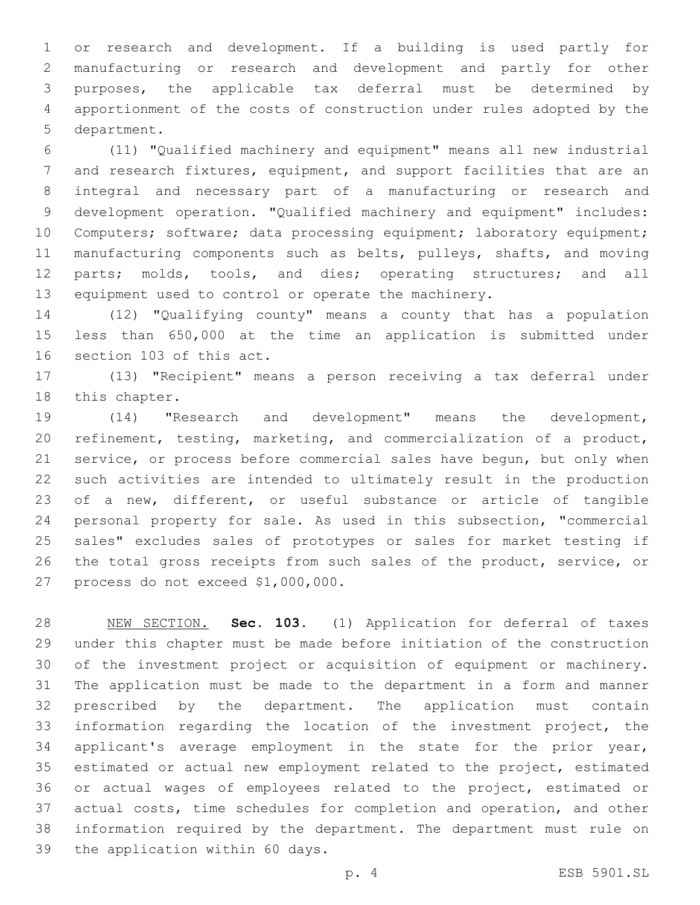or research and development. If a building is used partly for manufacturing or research and development and partly for other purposes, the applicable tax deferral must be determined by apportionment of the costs of construction under rules adopted by the department.

(11) "Qualified machinery and equipment" means all new industrial and research fixtures, equipment, and support facilities that are an integral and necessary part of a manufacturing or research and development operation. "Qualified machinery and equipment" includes: Computers; software; data processing equipment; laboratory equipment; manufacturing components such as belts, pulleys, shafts, and moving parts; molds, tools, and dies; operating structures; and all equipment used to control or operate the machinery.

(12) "Qualifying county" means a county that has a population less than 650,000 at the time an application is submitted under section 103 of this act.

(13) "Recipient" means a person receiving a tax deferral under this chapter.

(14) "Research and development" means the development, refinement, testing, marketing, and commercialization of a product, service, or process before commercial sales have begun, but only when such activities are intended to ultimately result in the production of a new, different, or useful substance or article of tangible personal property for sale. As used in this subsection, "commercial sales" excludes sales of prototypes or sales for market testing if the total gross receipts from such sales of the product, service, or process do not exceed $1,000,000.

NEW SECTION. **Sec. 103.** (1) Application for deferral of taxes under this chapter must be made before initiation of the construction of the investment project or acquisition of equipment or machinery. The application must be made to the department in a form and manner prescribed by the department. The application must contain information regarding the location of the investment project, the applicant's average employment in the state for the prior year, estimated or actual new employment related to the project, estimated or actual wages of employees related to the project, estimated or actual costs, time schedules for completion and operation, and other information required by the department. The department must rule on the application within 60 days.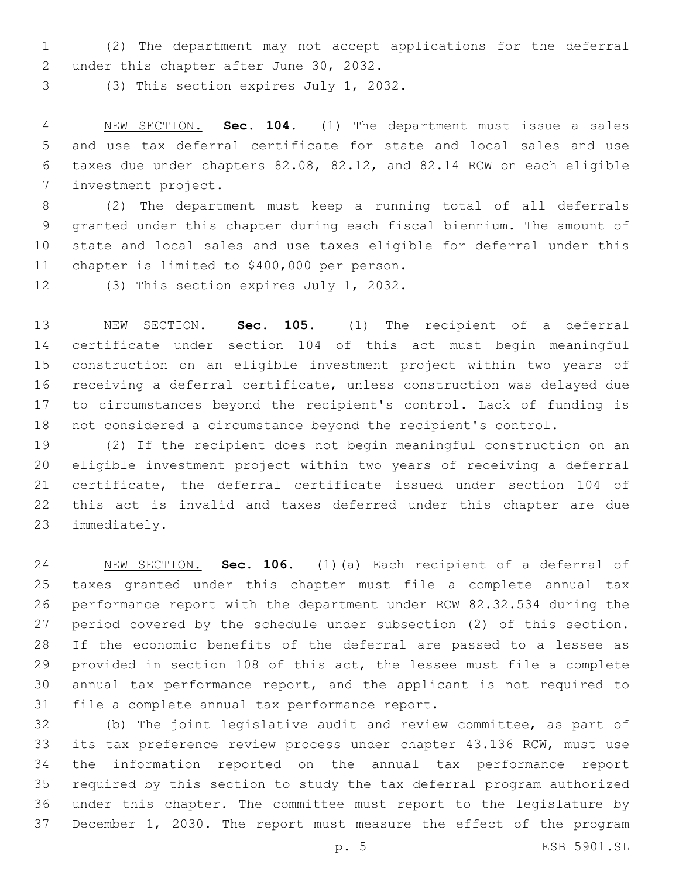(2) The department may not accept applications for the deferral under this chapter after June 30, 2032.

(3) This section expires July 1, 2032.

NEW SECTION. **Sec. 104.** (1) The department must issue a sales and use tax deferral certificate for state and local sales and use taxes due under chapters 82.08, 82.12, and 82.14 RCW on each eligible investment project.

(2) The department must keep a running total of all deferrals granted under this chapter during each fiscal biennium. The amount of state and local sales and use taxes eligible for deferral under this chapter is limited to $400,000 per person.

(3) This section expires July 1, 2032.

NEW SECTION. **Sec. 105.** (1) The recipient of a deferral certificate under section 104 of this act must begin meaningful construction on an eligible investment project within two years of receiving a deferral certificate, unless construction was delayed due to circumstances beyond the recipient's control. Lack of funding is not considered a circumstance beyond the recipient's control.

(2) If the recipient does not begin meaningful construction on an eligible investment project within two years of receiving a deferral certificate, the deferral certificate issued under section 104 of this act is invalid and taxes deferred under this chapter are due immediately.

NEW SECTION. **Sec. 106.** (1)(a) Each recipient of a deferral of taxes granted under this chapter must file a complete annual tax performance report with the department under RCW 82.32.534 during the period covered by the schedule under subsection (2) of this section. If the economic benefits of the deferral are passed to a lessee as provided in section 108 of this act, the lessee must file a complete annual tax performance report, and the applicant is not required to file a complete annual tax performance report.

(b) The joint legislative audit and review committee, as part of its tax preference review process under chapter 43.136 RCW, must use the information reported on the annual tax performance report required by this section to study the tax deferral program authorized under this chapter. The committee must report to the legislature by December 1, 2030. The report must measure the effect of the program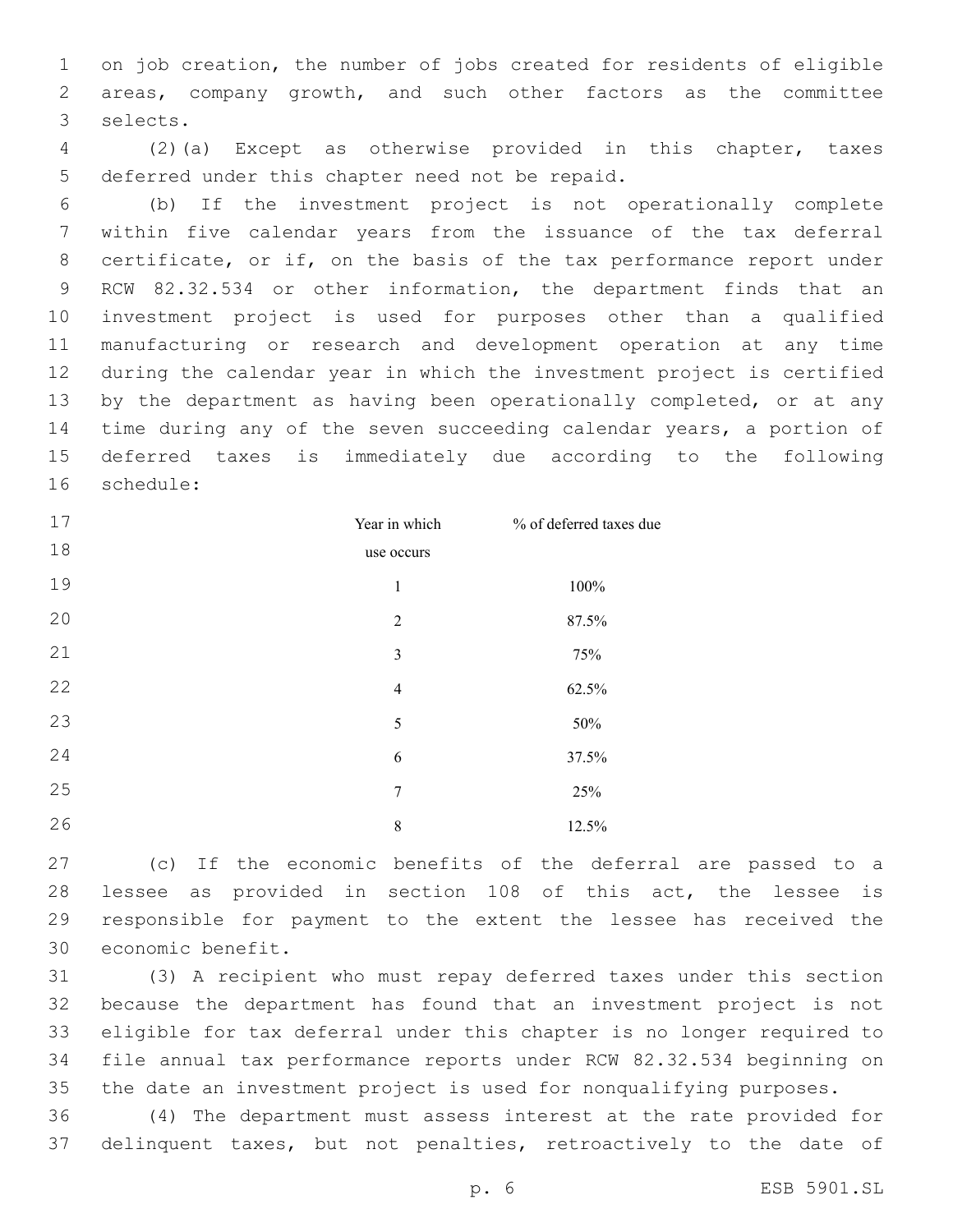on job creation, the number of jobs created for residents of eligible areas, company growth, and such other factors as the committee selects.

(2)(a) Except as otherwise provided in this chapter, taxes deferred under this chapter need not be repaid.

(b) If the investment project is not operationally complete within five calendar years from the issuance of the tax deferral certificate, or if, on the basis of the tax performance report under RCW 82.32.534 or other information, the department finds that an investment project is used for purposes other than a qualified manufacturing or research and development operation at any time during the calendar year in which the investment project is certified by the department as having been operationally completed, or at any time during any of the seven succeeding calendar years, a portion of deferred taxes is immediately due according to the following schedule:

| Year in which use occurs | % of deferred taxes due |
|---|---|
| 1 | 100% |
| 2 | 87.5% |
| 3 | 75% |
| 4 | 62.5% |
| 5 | 50% |
| 6 | 37.5% |
| 7 | 25% |
| 8 | 12.5% |

(c) If the economic benefits of the deferral are passed to a lessee as provided in section 108 of this act, the lessee is responsible for payment to the extent the lessee has received the economic benefit.

(3) A recipient who must repay deferred taxes under this section because the department has found that an investment project is not eligible for tax deferral under this chapter is no longer required to file annual tax performance reports under RCW 82.32.534 beginning on the date an investment project is used for nonqualifying purposes.

(4) The department must assess interest at the rate provided for delinquent taxes, but not penalties, retroactively to the date of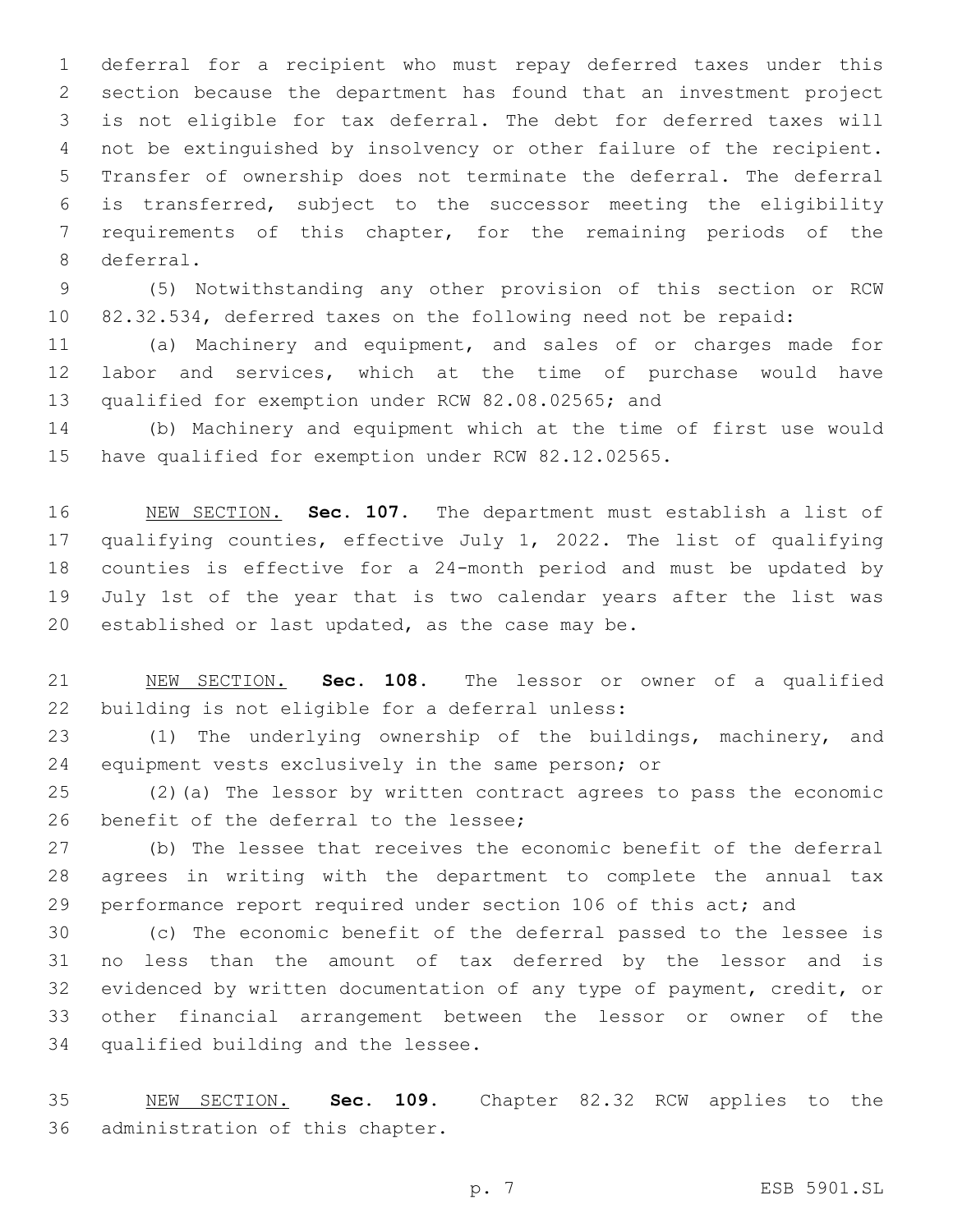deferral for a recipient who must repay deferred taxes under this section because the department has found that an investment project is not eligible for tax deferral. The debt for deferred taxes will not be extinguished by insolvency or other failure of the recipient. Transfer of ownership does not terminate the deferral. The deferral is transferred, subject to the successor meeting the eligibility requirements of this chapter, for the remaining periods of the deferral.

(5) Notwithstanding any other provision of this section or RCW 82.32.534, deferred taxes on the following need not be repaid:

(a) Machinery and equipment, and sales of or charges made for labor and services, which at the time of purchase would have qualified for exemption under RCW 82.08.02565; and

(b) Machinery and equipment which at the time of first use would have qualified for exemption under RCW 82.12.02565.

NEW SECTION. **Sec. 107.** The department must establish a list of qualifying counties, effective July 1, 2022. The list of qualifying counties is effective for a 24-month period and must be updated by July 1st of the year that is two calendar years after the list was established or last updated, as the case may be.

NEW SECTION. **Sec. 108.** The lessor or owner of a qualified building is not eligible for a deferral unless:

(1) The underlying ownership of the buildings, machinery, and equipment vests exclusively in the same person; or

(2)(a) The lessor by written contract agrees to pass the economic benefit of the deferral to the lessee;

(b) The lessee that receives the economic benefit of the deferral agrees in writing with the department to complete the annual tax performance report required under section 106 of this act; and

(c) The economic benefit of the deferral passed to the lessee is no less than the amount of tax deferred by the lessor and is evidenced by written documentation of any type of payment, credit, or other financial arrangement between the lessor or owner of the qualified building and the lessee.

NEW SECTION. **Sec. 109.** Chapter 82.32 RCW applies to the administration of this chapter.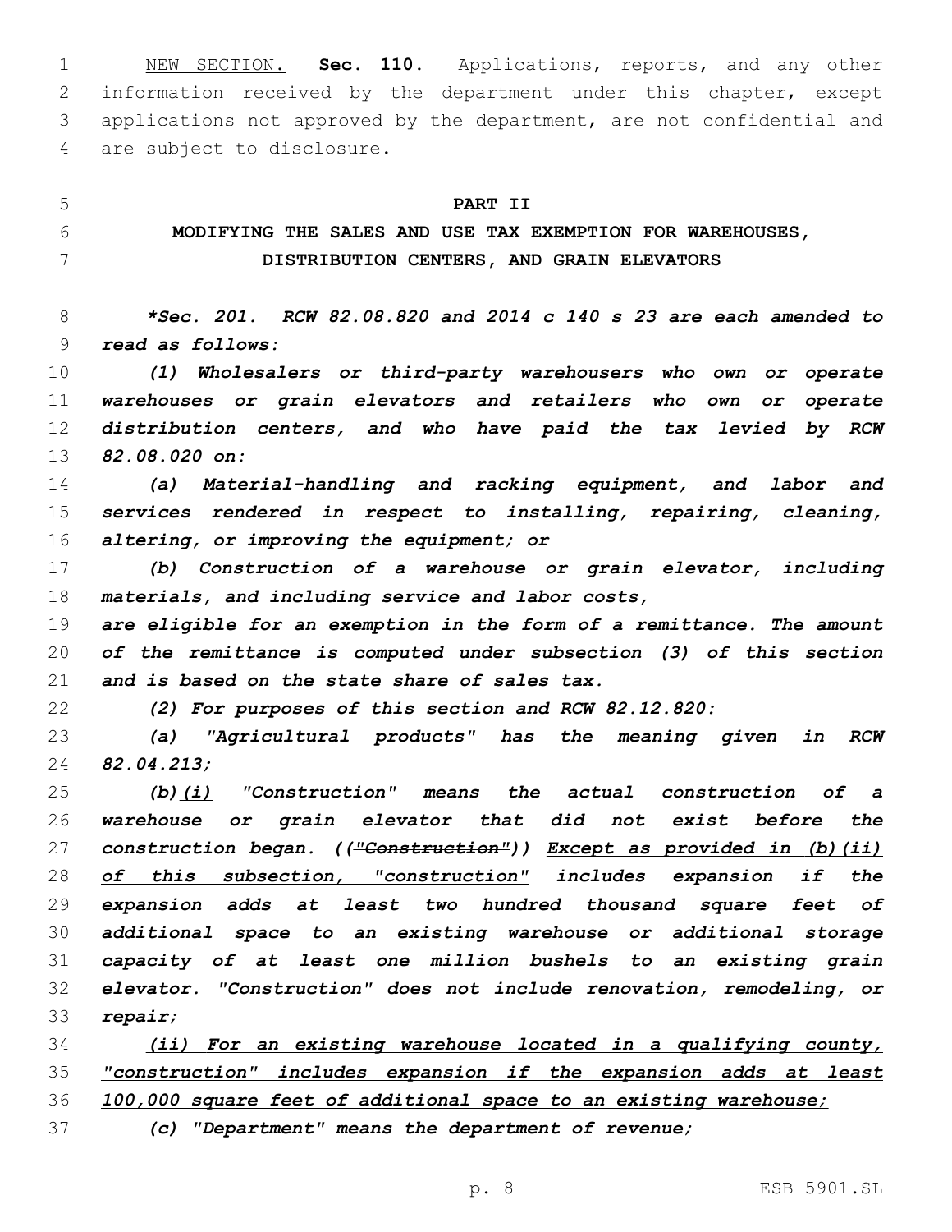NEW SECTION. **Sec. 110.** Applications, reports, and any other information received by the department under this chapter, except applications not approved by the department, are not confidential and are subject to disclosure.

**PART II**

**MODIFYING THE SALES AND USE TAX EXEMPTION FOR WAREHOUSES, DISTRIBUTION CENTERS, AND GRAIN ELEVATORS**

***Sec. 201. RCW 82.08.820 and 2014 c 140 s 23 are each amended to read as follows:***

*(1) Wholesalers or third-party warehousers who own or operate warehouses or grain elevators and retailers who own or operate distribution centers, and who have paid the tax levied by RCW 82.08.020 on:*

*(a) Material-handling and racking equipment, and labor and services rendered in respect to installing, repairing, cleaning, altering, or improving the equipment; or*

*(b) Construction of a warehouse or grain elevator, including materials, and including service and labor costs,*

*are eligible for an exemption in the form of a remittance. The amount of the remittance is computed under subsection (3) of this section and is based on the state share of sales tax.*

*(2) For purposes of this section and RCW 82.12.820:*

*(a) "Agricultural products" has the meaning given in RCW 82.04.213;*

*(b)(i) "Construction" means the actual construction of a warehouse or grain elevator that did not exist before the construction began. ((~~"Construction"~~)) Except as provided in (b)(ii) of this subsection, "construction" includes expansion if the expansion adds at least two hundred thousand square feet of additional space to an existing warehouse or additional storage capacity of at least one million bushels to an existing grain elevator. "Construction" does not include renovation, remodeling, or repair;*

*(ii) For an existing warehouse located in a qualifying county, "construction" includes expansion if the expansion adds at least 100,000 square feet of additional space to an existing warehouse;*

*(c) "Department" means the department of revenue;*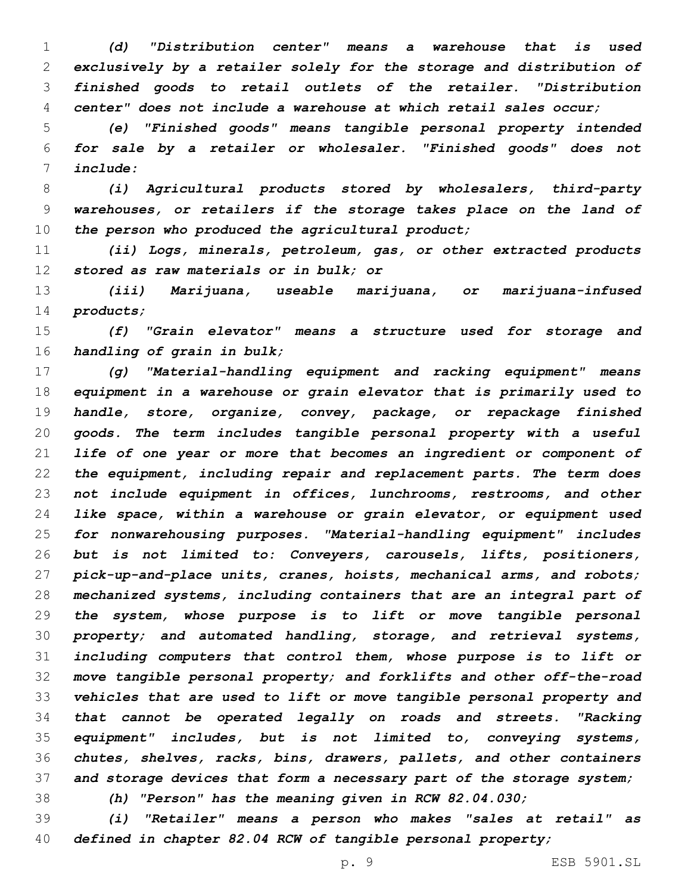*(d) "Distribution center" means a warehouse that is used exclusively by a retailer solely for the storage and distribution of finished goods to retail outlets of the retailer. "Distribution center" does not include a warehouse at which retail sales occur;*

*(e) "Finished goods" means tangible personal property intended for sale by a retailer or wholesaler. "Finished goods" does not include:*

*(i) Agricultural products stored by wholesalers, third-party warehouses, or retailers if the storage takes place on the land of the person who produced the agricultural product;*

*(ii) Logs, minerals, petroleum, gas, or other extracted products stored as raw materials or in bulk; or*

*(iii) Marijuana, useable marijuana, or marijuana-infused products;*

*(f) "Grain elevator" means a structure used for storage and handling of grain in bulk;*

*(g) "Material-handling equipment and racking equipment" means equipment in a warehouse or grain elevator that is primarily used to handle, store, organize, convey, package, or repackage finished goods. The term includes tangible personal property with a useful life of one year or more that becomes an ingredient or component of the equipment, including repair and replacement parts. The term does not include equipment in offices, lunchrooms, restrooms, and other like space, within a warehouse or grain elevator, or equipment used for nonwarehousing purposes. "Material-handling equipment" includes but is not limited to: Conveyers, carousels, lifts, positioners, pick-up-and-place units, cranes, hoists, mechanical arms, and robots; mechanized systems, including containers that are an integral part of the system, whose purpose is to lift or move tangible personal property; and automated handling, storage, and retrieval systems, including computers that control them, whose purpose is to lift or move tangible personal property; and forklifts and other off-the-road vehicles that are used to lift or move tangible personal property and that cannot be operated legally on roads and streets. "Racking equipment" includes, but is not limited to, conveying systems, chutes, shelves, racks, bins, drawers, pallets, and other containers and storage devices that form a necessary part of the storage system;*

*(h) "Person" has the meaning given in RCW 82.04.030;*

*(i) "Retailer" means a person who makes "sales at retail" as defined in chapter 82.04 RCW of tangible personal property;*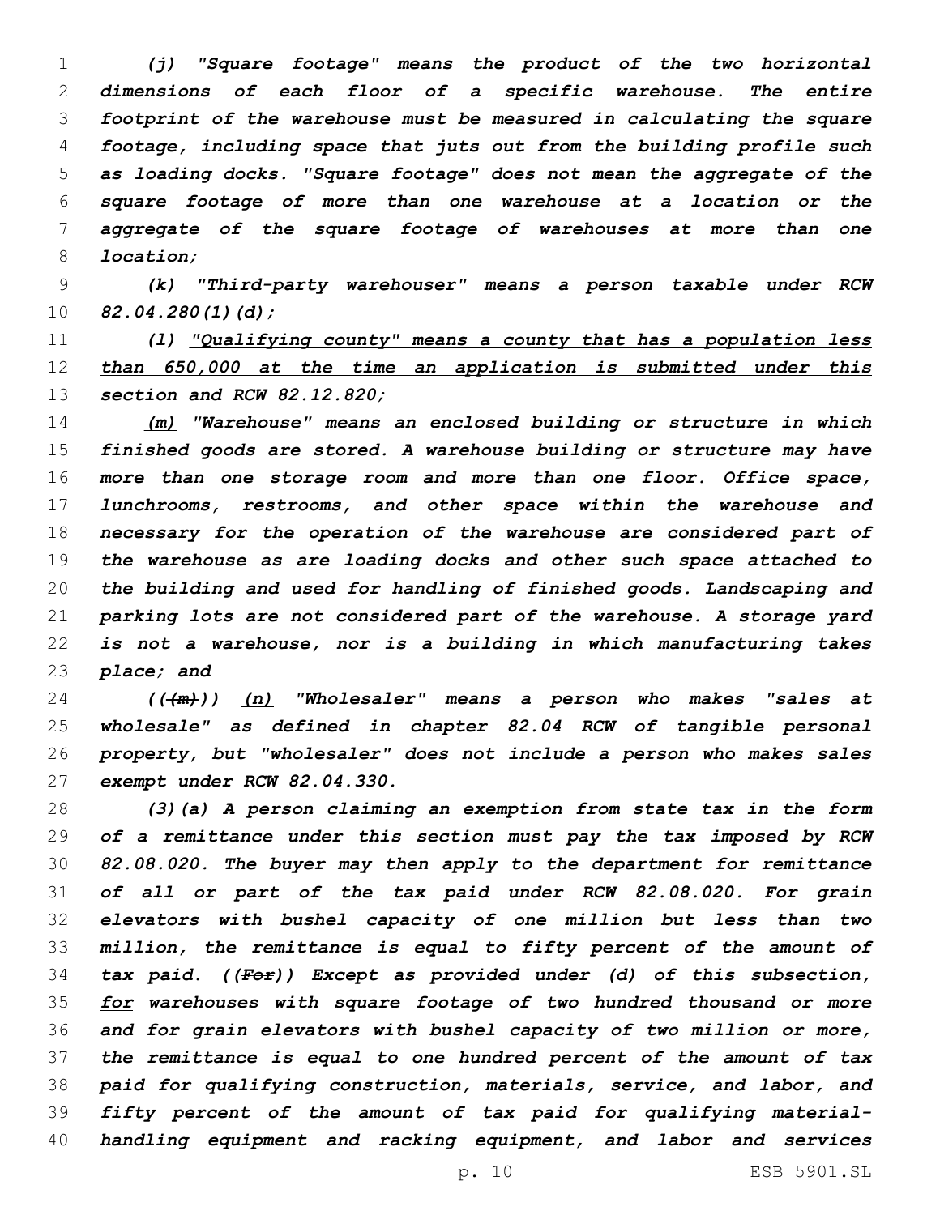*(j) "Square footage" means the product of the two horizontal dimensions of each floor of a specific warehouse. The entire footprint of the warehouse must be measured in calculating the square footage, including space that juts out from the building profile such as loading docks. "Square footage" does not mean the aggregate of the square footage of more than one warehouse at a location or the aggregate of the square footage of warehouses at more than one location;*

*(k) "Third-party warehouser" means a person taxable under RCW 82.04.280(1)(d);*

*(l) "Qualifying county" means a county that has a population less than 650,000 at the time an application is submitted under this section and RCW 82.12.820;*

*(m) "Warehouse" means an enclosed building or structure in which finished goods are stored. A warehouse building or structure may have more than one storage room and more than one floor. Office space, lunchrooms, restrooms, and other space within the warehouse and necessary for the operation of the warehouse are considered part of the warehouse as are loading docks and other such space attached to the building and used for handling of finished goods. Landscaping and parking lots are not considered part of the warehouse. A storage yard is not a warehouse, nor is a building in which manufacturing takes place; and*

*((~~(m)~~)) (n) "Wholesaler" means a person who makes "sales at wholesale" as defined in chapter 82.04 RCW of tangible personal property, but "wholesaler" does not include a person who makes sales exempt under RCW 82.04.330.*

*(3)(a) A person claiming an exemption from state tax in the form of a remittance under this section must pay the tax imposed by RCW 82.08.020. The buyer may then apply to the department for remittance of all or part of the tax paid under RCW 82.08.020. For grain elevators with bushel capacity of one million but less than two million, the remittance is equal to fifty percent of the amount of tax paid. ((~~For~~)) Except as provided under (d) of this subsection, for warehouses with square footage of two hundred thousand or more and for grain elevators with bushel capacity of two million or more, the remittance is equal to one hundred percent of the amount of tax paid for qualifying construction, materials, service, and labor, and fifty percent of the amount of tax paid for qualifying material-handling equipment and racking equipment, and labor and services*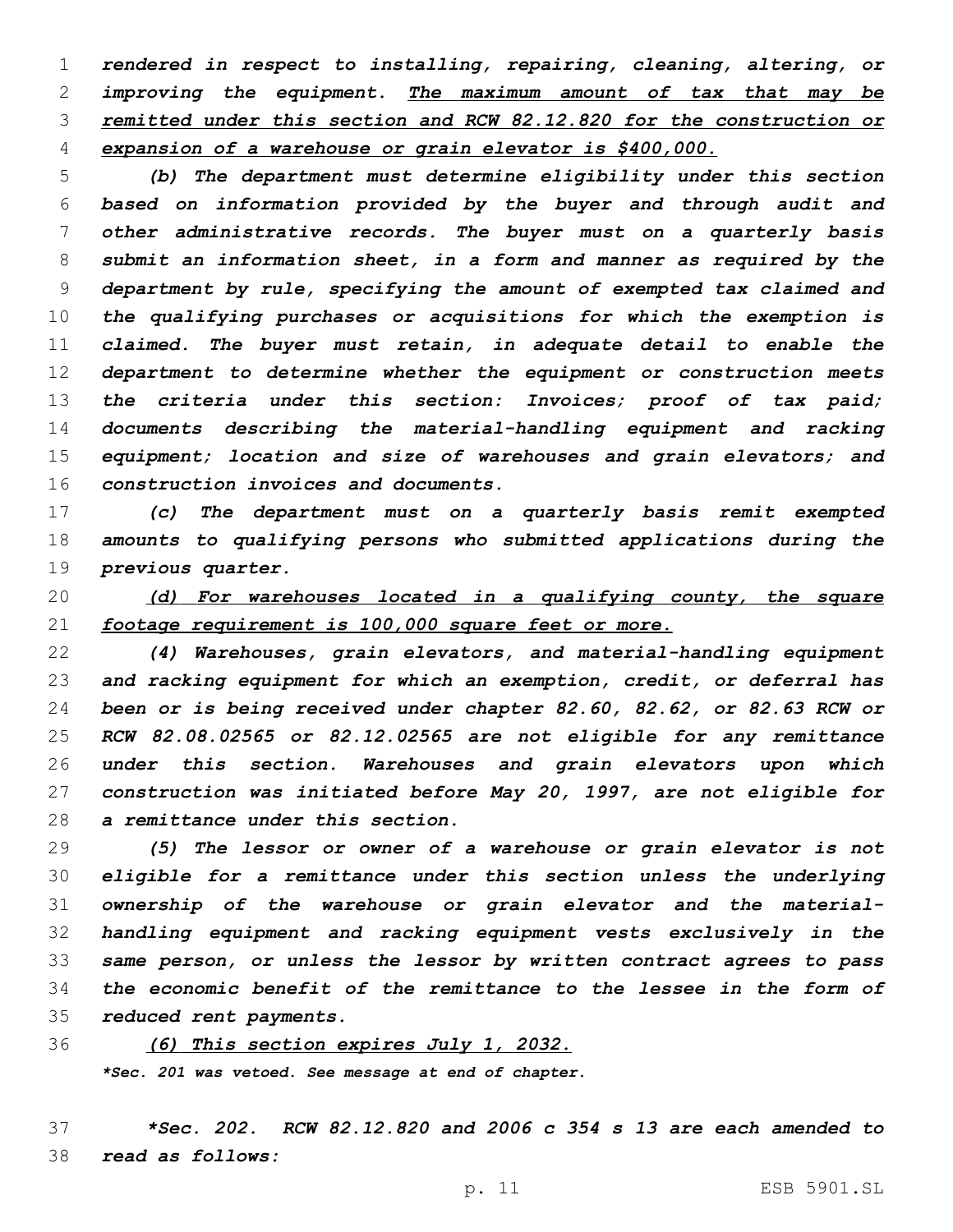*rendered in respect to installing, repairing, cleaning, altering, or improving the equipment. The maximum amount of tax that may be remitted under this section and RCW 82.12.820 for the construction or expansion of a warehouse or grain elevator is $400,000.*

*(b) The department must determine eligibility under this section based on information provided by the buyer and through audit and other administrative records. The buyer must on a quarterly basis submit an information sheet, in a form and manner as required by the department by rule, specifying the amount of exempted tax claimed and the qualifying purchases or acquisitions for which the exemption is claimed. The buyer must retain, in adequate detail to enable the department to determine whether the equipment or construction meets the criteria under this section: Invoices; proof of tax paid; documents describing the material-handling equipment and racking equipment; location and size of warehouses and grain elevators; and construction invoices and documents.*

*(c) The department must on a quarterly basis remit exempted amounts to qualifying persons who submitted applications during the previous quarter.*

*(d) For warehouses located in a qualifying county, the square footage requirement is 100,000 square feet or more.*

*(4) Warehouses, grain elevators, and material-handling equipment and racking equipment for which an exemption, credit, or deferral has been or is being received under chapter 82.60, 82.62, or 82.63 RCW or RCW 82.08.02565 or 82.12.02565 are not eligible for any remittance under this section. Warehouses and grain elevators upon which construction was initiated before May 20, 1997, are not eligible for a remittance under this section.*

*(5) The lessor or owner of a warehouse or grain elevator is not eligible for a remittance under this section unless the underlying ownership of the warehouse or grain elevator and the material-handling equipment and racking equipment vests exclusively in the same person, or unless the lessor by written contract agrees to pass the economic benefit of the remittance to the lessee in the form of reduced rent payments.*

*(6) This section expires July 1, 2032.*

***Sec. 201 was vetoed. See message at end of chapter.***

***Sec. 202. RCW 82.12.820 and 2006 c 354 s 13 are each amended to read as follows:***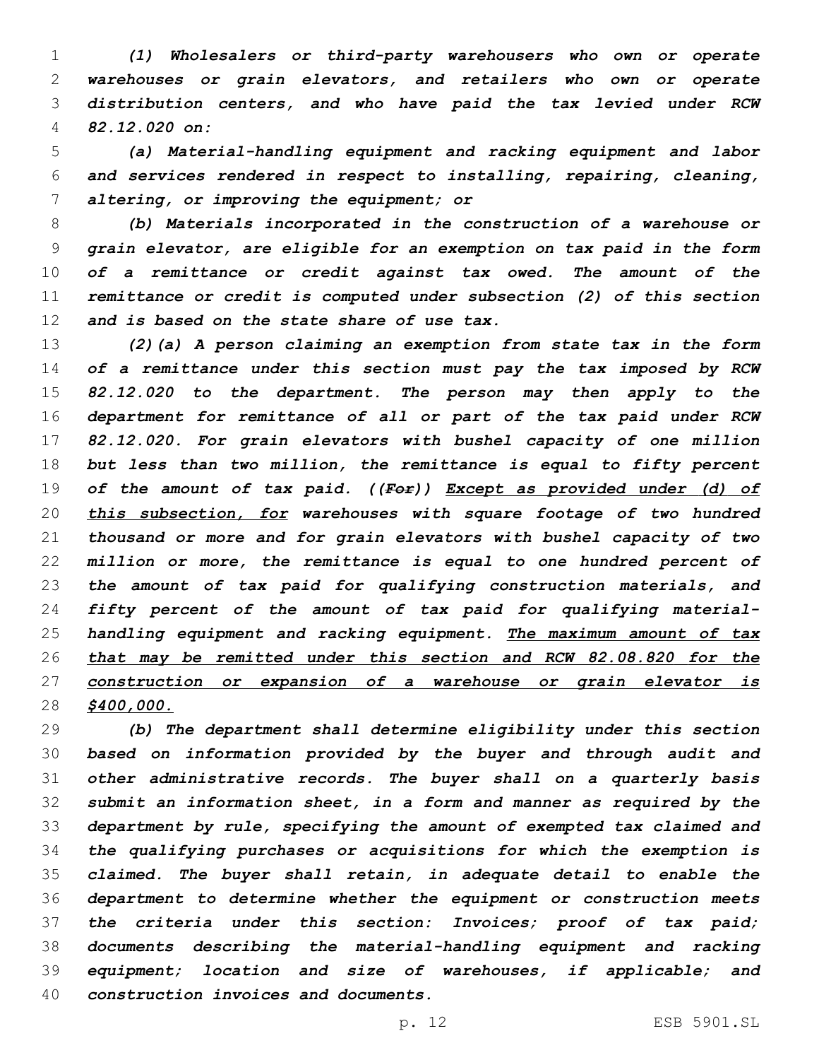*(1) Wholesalers or third-party warehousers who own or operate warehouses or grain elevators, and retailers who own or operate distribution centers, and who have paid the tax levied under RCW 82.12.020 on:*

*(a) Material-handling equipment and racking equipment and labor and services rendered in respect to installing, repairing, cleaning, altering, or improving the equipment; or*

*(b) Materials incorporated in the construction of a warehouse or grain elevator, are eligible for an exemption on tax paid in the form of a remittance or credit against tax owed. The amount of the remittance or credit is computed under subsection (2) of this section and is based on the state share of use tax.*

*(2)(a) A person claiming an exemption from state tax in the form of a remittance under this section must pay the tax imposed by RCW 82.12.020 to the department. The person may then apply to the department for remittance of all or part of the tax paid under RCW 82.12.020. For grain elevators with bushel capacity of one million but less than two million, the remittance is equal to fifty percent of the amount of tax paid. ((~~For~~)) <u>Except as provided under (d) of this subsection, for</u> warehouses with square footage of two hundred thousand or more and for grain elevators with bushel capacity of two million or more, the remittance is equal to one hundred percent of the amount of tax paid for qualifying construction materials, and fifty percent of the amount of tax paid for qualifying material-handling equipment and racking equipment. <u>The maximum amount of tax that may be remitted under this section and RCW 82.08.820 for the construction or expansion of a warehouse or grain elevator is $400,000.</u>*

*(b) The department shall determine eligibility under this section based on information provided by the buyer and through audit and other administrative records. The buyer shall on a quarterly basis submit an information sheet, in a form and manner as required by the department by rule, specifying the amount of exempted tax claimed and the qualifying purchases or acquisitions for which the exemption is claimed. The buyer shall retain, in adequate detail to enable the department to determine whether the equipment or construction meets the criteria under this section: Invoices; proof of tax paid; documents describing the material-handling equipment and racking equipment; location and size of warehouses, if applicable; and construction invoices and documents.*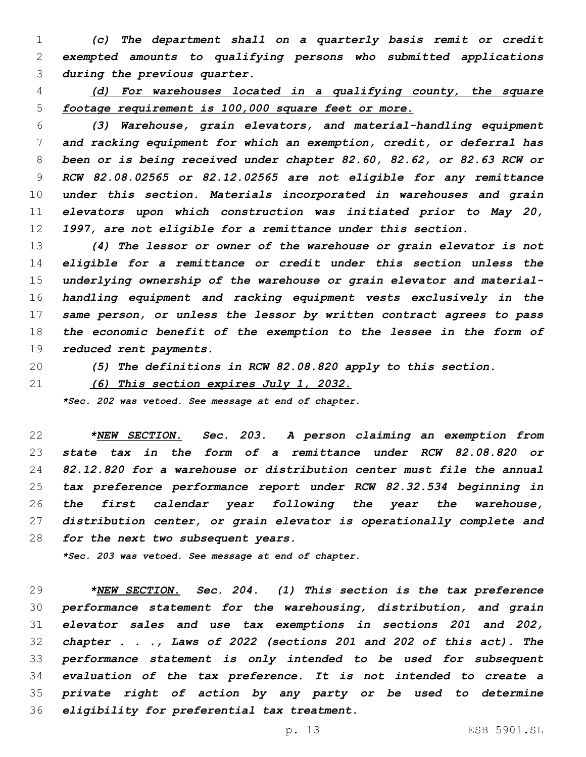*(c) The department shall on a quarterly basis remit or credit exempted amounts to qualifying persons who submitted applications during the previous quarter.*

*(d) For warehouses located in a qualifying county, the square footage requirement is 100,000 square feet or more.*

*(3) Warehouse, grain elevators, and material-handling equipment and racking equipment for which an exemption, credit, or deferral has been or is being received under chapter 82.60, 82.62, or 82.63 RCW or RCW 82.08.02565 or 82.12.02565 are not eligible for any remittance under this section. Materials incorporated in warehouses and grain elevators upon which construction was initiated prior to May 20, 1997, are not eligible for a remittance under this section.*

*(4) The lessor or owner of the warehouse or grain elevator is not eligible for a remittance or credit under this section unless the underlying ownership of the warehouse or grain elevator and material-handling equipment and racking equipment vests exclusively in the same person, or unless the lessor by written contract agrees to pass the economic benefit of the exemption to the lessee in the form of reduced rent payments.*

*(5) The definitions in RCW 82.08.820 apply to this section.*

*(6) This section expires July 1, 2032.*

***Sec. 202 was vetoed. See message at end of chapter.***

***NEW SECTION. Sec. 203.** A person claiming an exemption from state tax in the form of a remittance under RCW 82.08.820 or 82.12.820 for a warehouse or distribution center must file the annual tax preference performance report under RCW 82.32.534 beginning in the first calendar year following the year the warehouse, distribution center, or grain elevator is operationally complete and for the next two subsequent years.*

***Sec. 203 was vetoed. See message at end of chapter.***

***NEW SECTION. Sec. 204.** (1) This section is the tax preference performance statement for the warehousing, distribution, and grain elevator sales and use tax exemptions in sections 201 and 202, chapter . . ., Laws of 2022 (sections 201 and 202 of this act). The performance statement is only intended to be used for subsequent evaluation of the tax preference. It is not intended to create a private right of action by any party or be used to determine eligibility for preferential tax treatment.*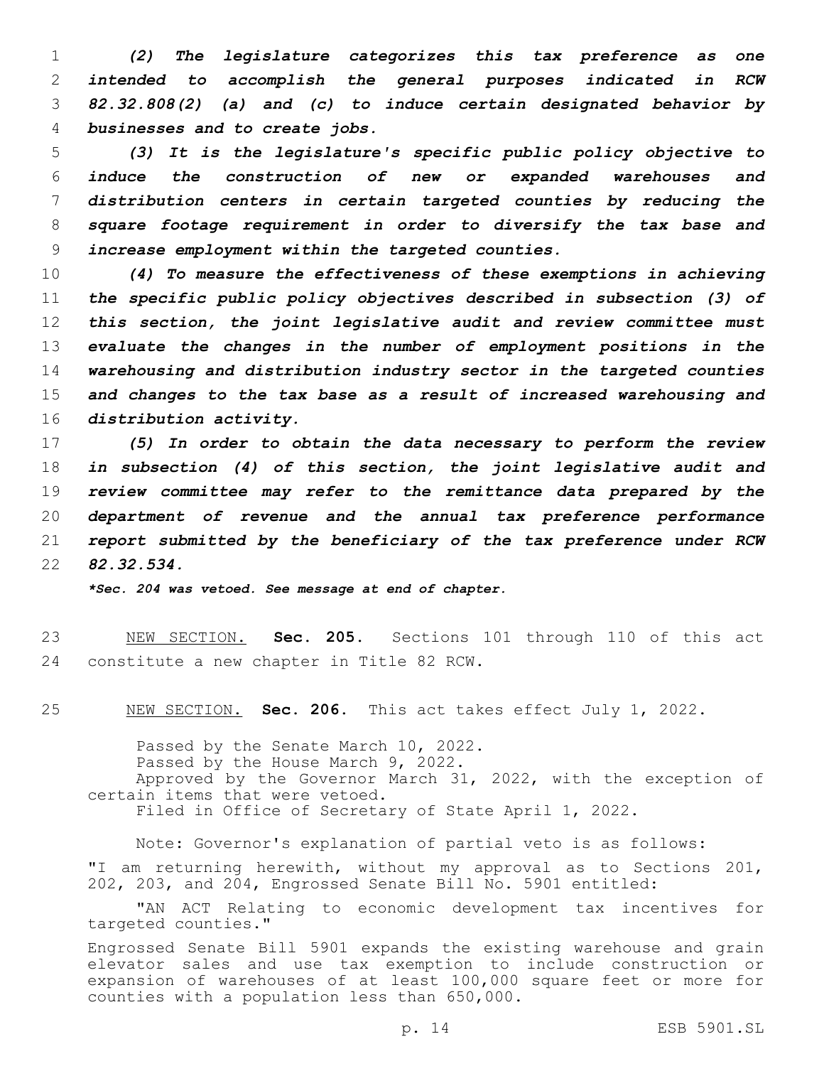*(2) The legislature categorizes this tax preference as one intended to accomplish the general purposes indicated in RCW 82.32.808(2) (a) and (c) to induce certain designated behavior by businesses and to create jobs.*

*(3) It is the legislature's specific public policy objective to induce the construction of new or expanded warehouses and distribution centers in certain targeted counties by reducing the square footage requirement in order to diversify the tax base and increase employment within the targeted counties.*

*(4) To measure the effectiveness of these exemptions in achieving the specific public policy objectives described in subsection (3) of this section, the joint legislative audit and review committee must evaluate the changes in the number of employment positions in the warehousing and distribution industry sector in the targeted counties and changes to the tax base as a result of increased warehousing and distribution activity.*

*(5) In order to obtain the data necessary to perform the review in subsection (4) of this section, the joint legislative audit and review committee may refer to the remittance data prepared by the department of revenue and the annual tax preference performance report submitted by the beneficiary of the tax preference under RCW 82.32.534.*

***Sec. 204 was vetoed. See message at end of chapter.***

NEW SECTION. **Sec. 205.** Sections 101 through 110 of this act constitute a new chapter in Title 82 RCW.

NEW SECTION. **Sec. 206.** This act takes effect July 1, 2022.

Passed by the Senate March 10, 2022.
Passed by the House March 9, 2022.
Approved by the Governor March 31, 2022, with the exception of certain items that were vetoed.
Filed in Office of Secretary of State April 1, 2022.

Note: Governor's explanation of partial veto is as follows:

"I am returning herewith, without my approval as to Sections 201, 202, 203, and 204, Engrossed Senate Bill No. 5901 entitled:

"AN ACT Relating to economic development tax incentives for targeted counties."

Engrossed Senate Bill 5901 expands the existing warehouse and grain elevator sales and use tax exemption to include construction or expansion of warehouses of at least 100,000 square feet or more for counties with a population less than 650,000.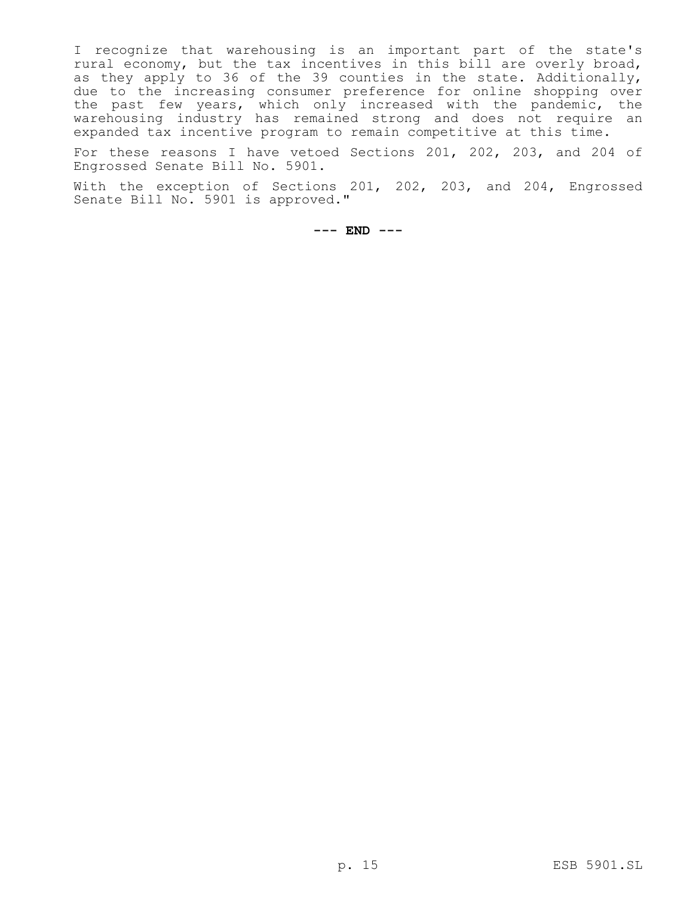I recognize that warehousing is an important part of the state's rural economy, but the tax incentives in this bill are overly broad, as they apply to 36 of the 39 counties in the state. Additionally, due to the increasing consumer preference for online shopping over the past few years, which only increased with the pandemic, the warehousing industry has remained strong and does not require an expanded tax incentive program to remain competitive at this time.

For these reasons I have vetoed Sections 201, 202, 203, and 204 of Engrossed Senate Bill No. 5901.

With the exception of Sections 201, 202, 203, and 204, Engrossed Senate Bill No. 5901 is approved."

**--- END ---**